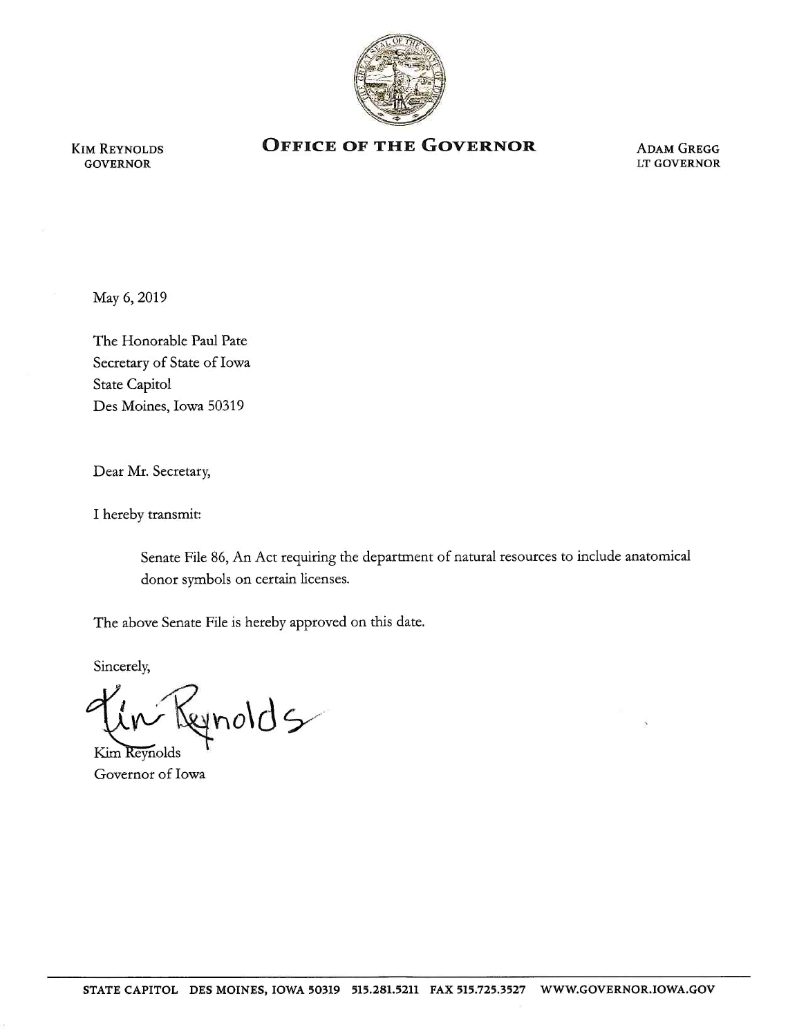KIM REYNOLDS
GOVERNOR

# OFFICE OF THE GOVERNOR

ADAM GREGG
LT GOVERNOR

May 6, 2019

The Honorable Paul Pate
Secretary of State of Iowa
State Capitol
Des Moines, Iowa 50319

Dear Mr. Secretary,

I hereby transmit:

> Senate File 86, An Act requiring the department of natural resources to include anatomical donor symbols on certain licenses.

The above Senate File is hereby approved on this date.

Sincerely,

Kim Reynolds

Kim Reynolds
Governor of Iowa

STATE CAPITOL DES MOINES, IOWA 50319 515.281.5211 FAX 515.725.3527 WWW.GOVERNOR.IOWA.GOV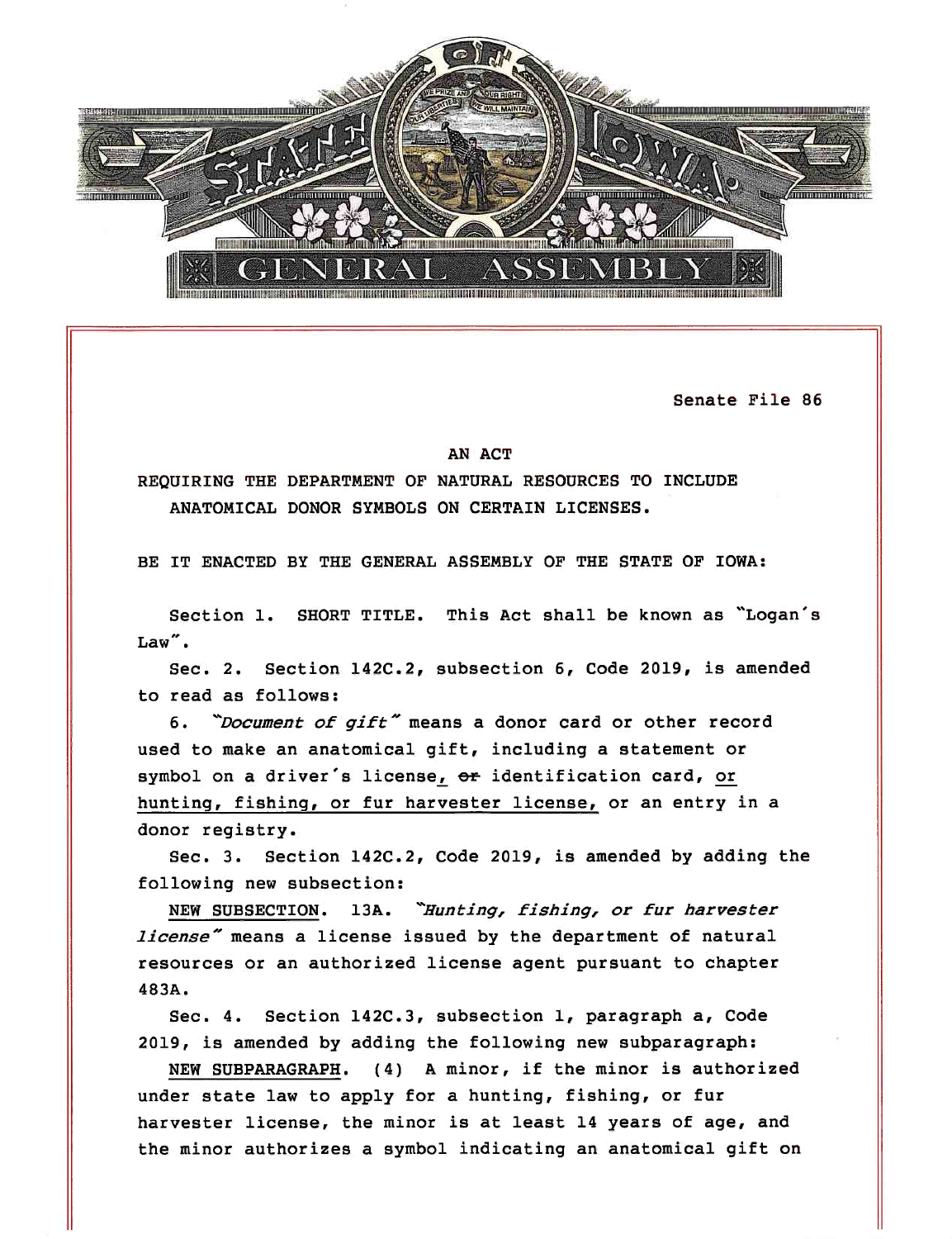Senate File 86

AN ACT

REQUIRING THE DEPARTMENT OF NATURAL RESOURCES TO INCLUDE ANATOMICAL DONOR SYMBOLS ON CERTAIN LICENSES.

BE IT ENACTED BY THE GENERAL ASSEMBLY OF THE STATE OF IOWA:

Section 1. SHORT TITLE. This Act shall be known as "Logan's Law".

Sec. 2. Section 142C.2, subsection 6, Code 2019, is amended to read as follows:

6. *"Document of gift"* means a donor card or other record used to make an anatomical gift, including a statement or symbol on a driver's license, ~~or~~ identification card, or hunting, fishing, or fur harvester license, or an entry in a donor registry.

Sec. 3. Section 142C.2, Code 2019, is amended by adding the following new subsection:

NEW SUBSECTION. 13A. *"Hunting, fishing, or fur harvester license"* means a license issued by the department of natural resources or an authorized license agent pursuant to chapter 483A.

Sec. 4. Section 142C.3, subsection 1, paragraph a, Code 2019, is amended by adding the following new subparagraph:

NEW SUBPARAGRAPH. (4) A minor, if the minor is authorized under state law to apply for a hunting, fishing, or fur harvester license, the minor is at least 14 years of age, and the minor authorizes a symbol indicating an anatomical gift on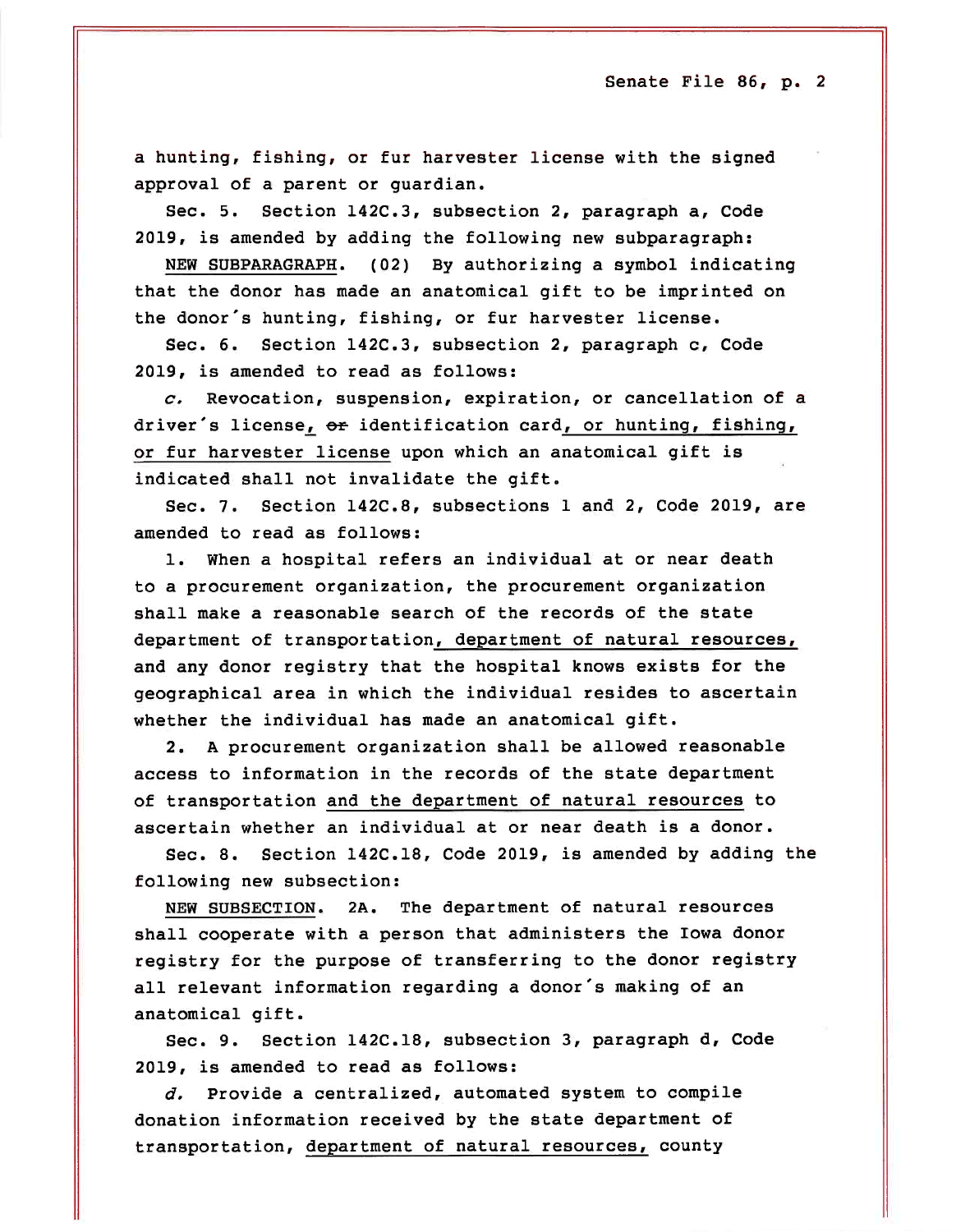a hunting, fishing, or fur harvester license with the signed approval of a parent or guardian.

Sec. 5. Section 142C.3, subsection 2, paragraph a, Code 2019, is amended by adding the following new subparagraph:

NEW SUBPARAGRAPH. (02) By authorizing a symbol indicating that the donor has made an anatomical gift to be imprinted on the donor's hunting, fishing, or fur harvester license.

Sec. 6. Section 142C.3, subsection 2, paragraph c, Code 2019, is amended to read as follows:

*c.* Revocation, suspension, expiration, or cancellation of a driver's license, ~~or~~ identification card, or hunting, fishing, or fur harvester license upon which an anatomical gift is indicated shall not invalidate the gift.

Sec. 7. Section 142C.8, subsections 1 and 2, Code 2019, are amended to read as follows:

1. When a hospital refers an individual at or near death to a procurement organization, the procurement organization shall make a reasonable search of the records of the state department of transportation, department of natural resources, and any donor registry that the hospital knows exists for the geographical area in which the individual resides to ascertain whether the individual has made an anatomical gift.

2. A procurement organization shall be allowed reasonable access to information in the records of the state department of transportation and the department of natural resources to ascertain whether an individual at or near death is a donor.

Sec. 8. Section 142C.18, Code 2019, is amended by adding the following new subsection:

NEW SUBSECTION. 2A. The department of natural resources shall cooperate with a person that administers the Iowa donor registry for the purpose of transferring to the donor registry all relevant information regarding a donor's making of an anatomical gift.

Sec. 9. Section 142C.18, subsection 3, paragraph d, Code 2019, is amended to read as follows:

*d.* Provide a centralized, automated system to compile donation information received by the state department of transportation, department of natural resources, county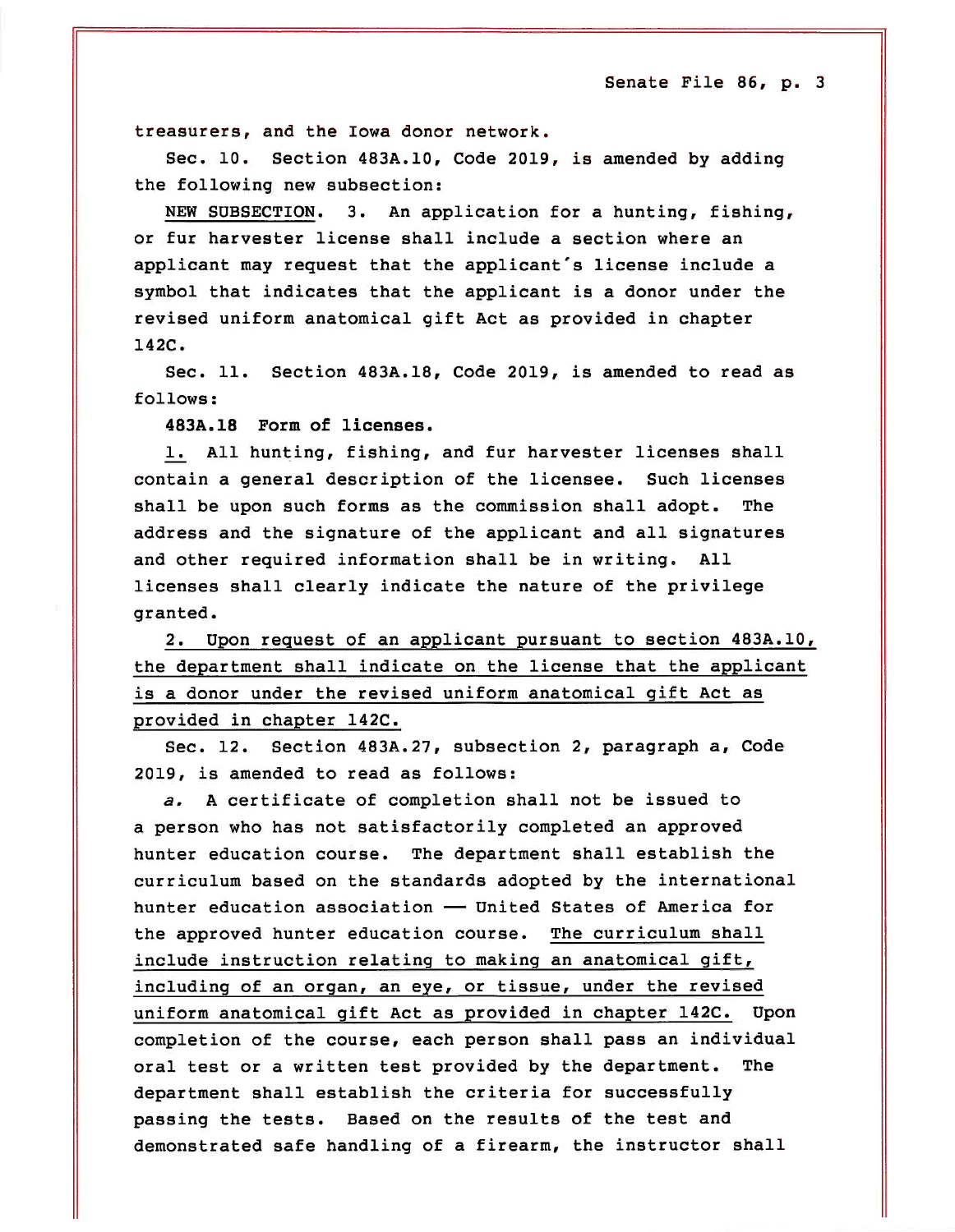treasurers, and the Iowa donor network.

Sec. 10. Section 483A.10, Code 2019, is amended by adding the following new subsection:

NEW SUBSECTION. 3. An application for a hunting, fishing, or fur harvester license shall include a section where an applicant may request that the applicant's license include a symbol that indicates that the applicant is a donor under the revised uniform anatomical gift Act as provided in chapter 142C.

Sec. 11. Section 483A.18, Code 2019, is amended to read as follows:

**483A.18 Form of licenses.**

1. All hunting, fishing, and fur harvester licenses shall contain a general description of the licensee. Such licenses shall be upon such forms as the commission shall adopt. The address and the signature of the applicant and all signatures and other required information shall be in writing. All licenses shall clearly indicate the nature of the privilege granted.

2. Upon request of an applicant pursuant to section 483A.10, the department shall indicate on the license that the applicant is a donor under the revised uniform anatomical gift Act as provided in chapter 142C.

Sec. 12. Section 483A.27, subsection 2, paragraph a, Code 2019, is amended to read as follows:

*a.* A certificate of completion shall not be issued to a person who has not satisfactorily completed an approved hunter education course. The department shall establish the curriculum based on the standards adopted by the international hunter education association — United States of America for the approved hunter education course. The curriculum shall include instruction relating to making an anatomical gift, including of an organ, an eye, or tissue, under the revised uniform anatomical gift Act as provided in chapter 142C. Upon completion of the course, each person shall pass an individual oral test or a written test provided by the department. The department shall establish the criteria for successfully passing the tests. Based on the results of the test and demonstrated safe handling of a firearm, the instructor shall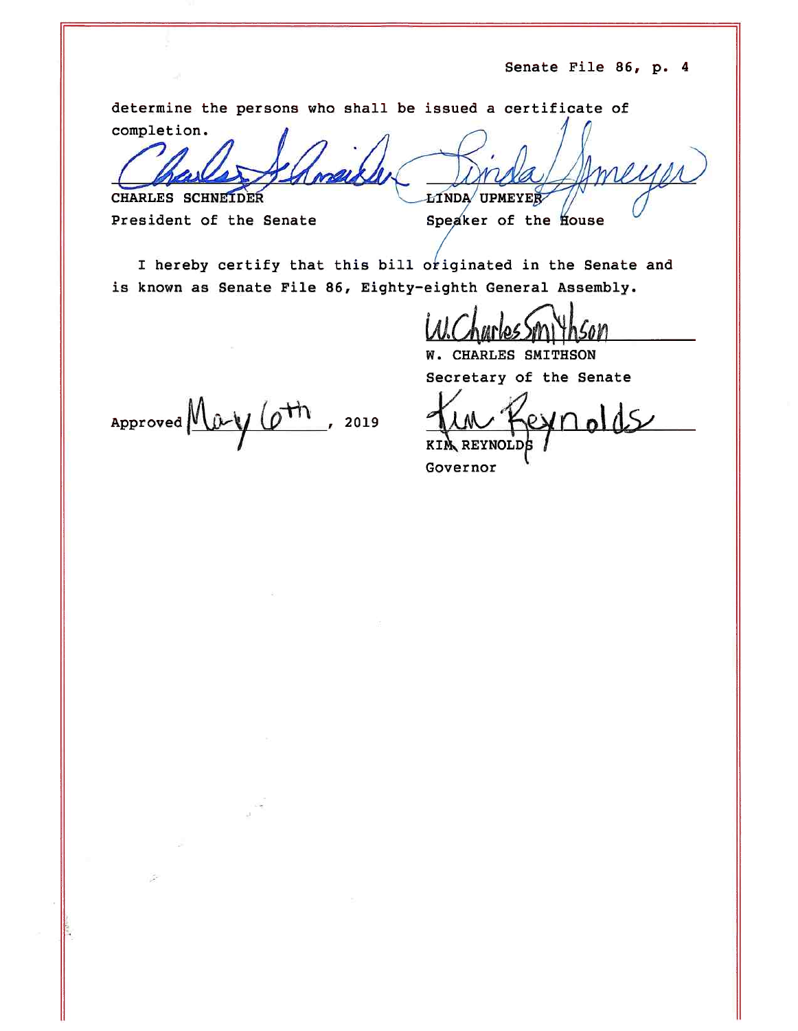determine the persons who shall be issued a certificate of completion.

CHARLES SCHNEIDER
President of the Senate

LINDA UPMEYER
Speaker of the House

I hereby certify that this bill originated in the Senate and is known as Senate File 86, Eighty-eighth General Assembly.

W. CHARLES SMITHSON
Secretary of the Senate

Approved May 6th, 2019

KIM REYNOLDS
Governor